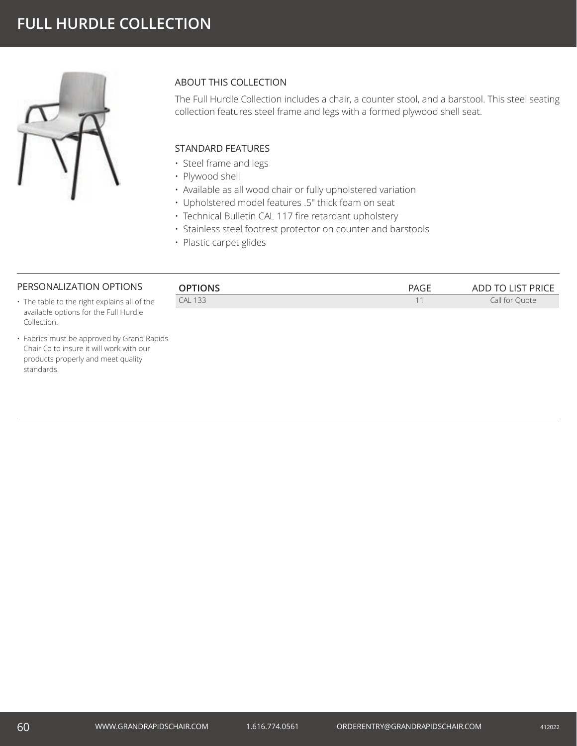# FULL HURDLE COLLECTION

## ABOUT THIS COLLECTION

The Full Hurdle Collection includes a chair, a counter stool, and a barstool. This steel seating collection features steel frame and legs with a formed plywood shell seat.

## STANDARD FEATURES

- Steel frame and legs
- Plywood shell
- Available as all wood chair or fully upholstered variation
- Upholstered model features .5" thick foam on seat
- Technical Bulletin CAL 117 fire retardant upholstery
- Stainless steel footrest protector on counter and barstools
- Plastic carpet glides

## PERSONALIZATION OPTIONS

- The table to the right explains all of the available options for the Full Hurdle Collection.
- Fabrics must be approved by Grand Rapids Chair Co to insure it will work with our products properly and meet quality standards.

| OPTIONS | PAGE | ADD TO LIST PRICE |
|---|---|---|
| CAL 133 | 11 | Call for Quote |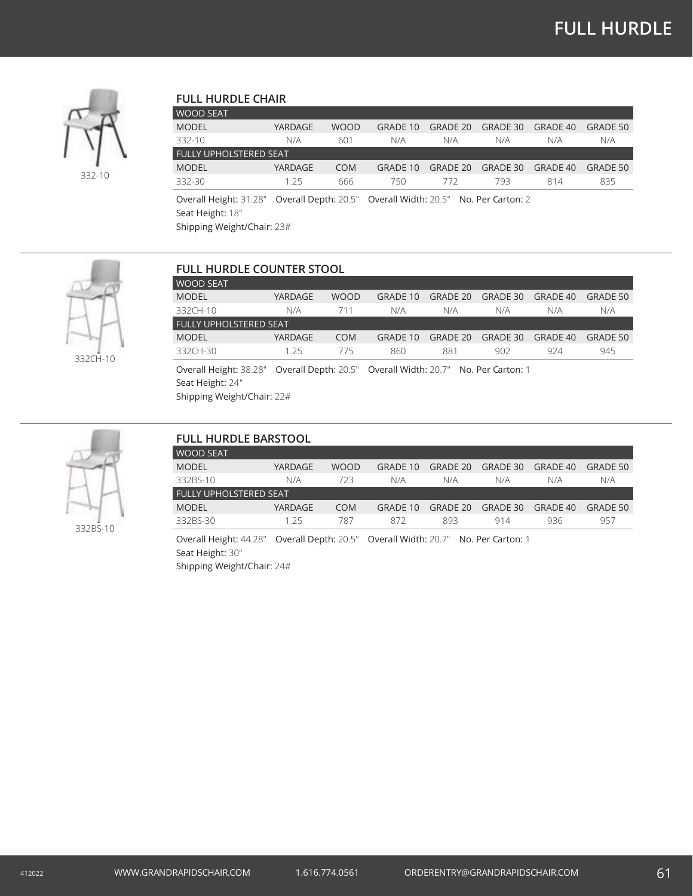# FULL HURDLE

332-10

## FULL HURDLE CHAIR

| WOOD SEAT | | | | | | | |
|---|---|---|---|---|---|---|---|
| MODEL | YARDAGE | WOOD | GRADE 10 | GRADE 20 | GRADE 30 | GRADE 40 | GRADE 50 |
| 332-10 | N/A | 601 | N/A | N/A | N/A | N/A | N/A |
| FULLY UPHOLSTERED SEAT | | | | | | | |
| MODEL | YARDAGE | COM | GRADE 10 | GRADE 20 | GRADE 30 | GRADE 40 | GRADE 50 |
| 332-30 | 1.25 | 666 | 750 | 772 | 793 | 814 | 835 |

Overall Height: 31.28" Overall Depth: 20.5" Overall Width: 20.5" No. Per Carton: 2

Seat Height: 18"

Shipping Weight/Chair: 23#

332CH-10

## FULL HURDLE COUNTER STOOL

| WOOD SEAT | | | | | | | |
|---|---|---|---|---|---|---|---|
| MODEL | YARDAGE | WOOD | GRADE 10 | GRADE 20 | GRADE 30 | GRADE 40 | GRADE 50 |
| 332CH-10 | N/A | 711 | N/A | N/A | N/A | N/A | N/A |
| FULLY UPHOLSTERED SEAT | | | | | | | |
| MODEL | YARDAGE | COM | GRADE 10 | GRADE 20 | GRADE 30 | GRADE 40 | GRADE 50 |
| 332CH-30 | 1.25 | 775 | 860 | 881 | 902 | 924 | 945 |

Overall Height: 38.28" Overall Depth: 20.5" Overall Width: 20.7" No. Per Carton: 1

Seat Height: 24"

Shipping Weight/Chair: 22#

332BS-10

## FULL HURDLE BARSTOOL

| WOOD SEAT | | | | | | | |
|---|---|---|---|---|---|---|---|
| MODEL | YARDAGE | WOOD | GRADE 10 | GRADE 20 | GRADE 30 | GRADE 40 | GRADE 50 |
| 332BS-10 | N/A | 723 | N/A | N/A | N/A | N/A | N/A |
| FULLY UPHOLSTERED SEAT | | | | | | | |
| MODEL | YARDAGE | COM | GRADE 10 | GRADE 20 | GRADE 30 | GRADE 40 | GRADE 50 |
| 332BS-30 | 1.25 | 787 | 872 | 893 | 914 | 936 | 957 |

Overall Height: 44.28" Overall Depth: 20.5" Overall Width: 20.7" No. Per Carton: 1

Seat Height: 30"

Shipping Weight/Chair: 24#

412022 WWW.GRANDRAPIDSCHAIR.COM 1.616.774.0561 ORDERENTRY@GRANDRAPIDSCHAIR.COM